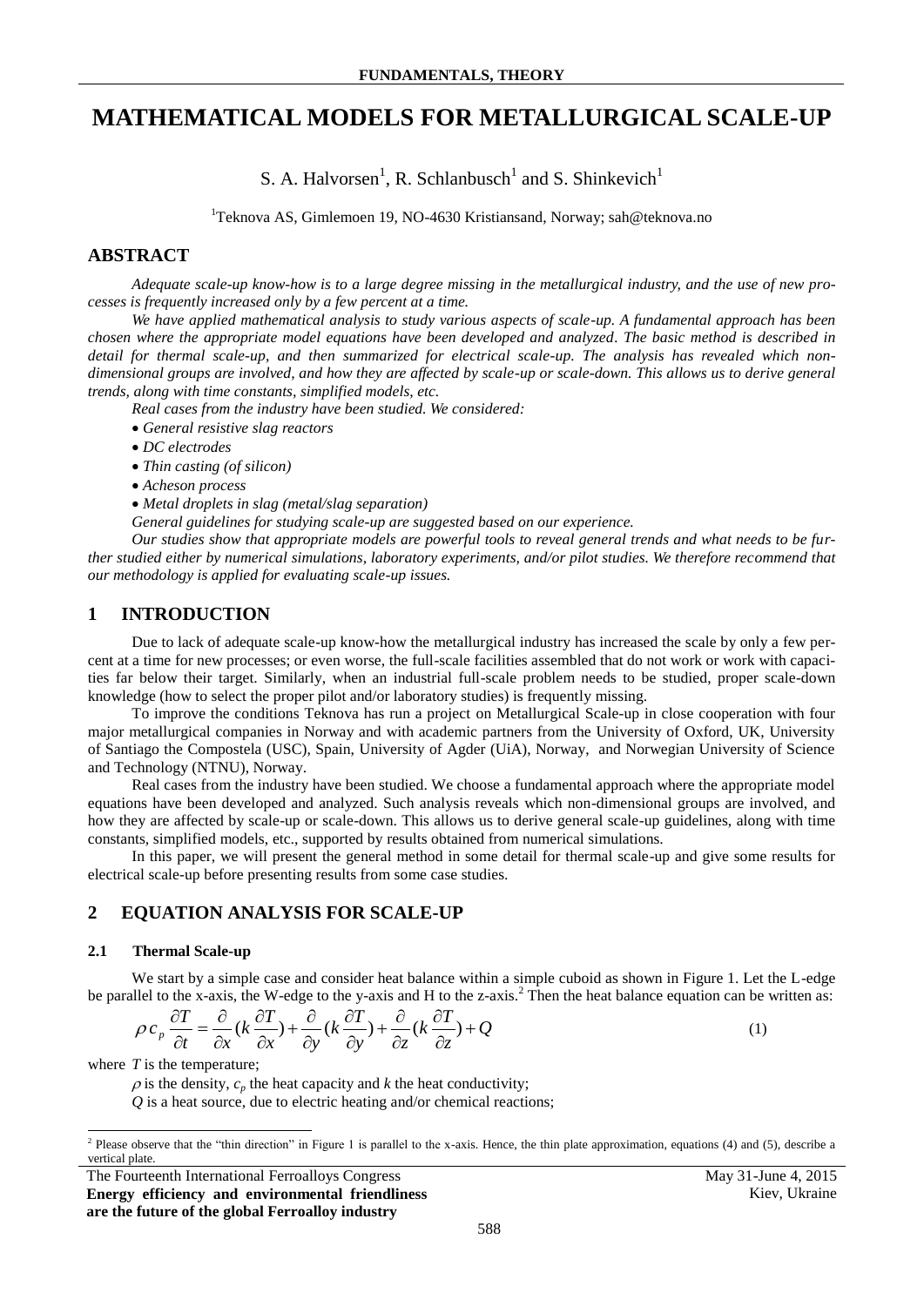# MATHEMATICAL MODELS FOR METALLURGICAL SCALE-UP

S. A. Halvorsen[1], R. Schlanbusch[1] and S. Shinkevich[1]

[1]Teknova AS, Gimlemoen 19, NO-4630 Kristiansand, Norway; sah@teknova.no

## ABSTRACT

*Adequate scale-up know-how is to a large degree missing in the metallurgical industry, and the use of new processes is frequently increased only by a few percent at a time.*

*We have applied mathematical analysis to study various aspects of scale-up. A fundamental approach has been chosen where the appropriate model equations have been developed and analyzed. The basic method is described in detail for thermal scale-up, and then summarized for electrical scale-up. The analysis has revealed which non-dimensional groups are involved, and how they are affected by scale-up or scale-down. This allows us to derive general trends, along with time constants, simplified models, etc.*

*Real cases from the industry have been studied. We considered:*

- *General resistive slag reactors*
- *DC electrodes*
- *Thin casting (of silicon)*
- *Acheson process*
- *Metal droplets in slag (metal/slag separation)*

*General guidelines for studying scale-up are suggested based on our experience.*

*Our studies show that appropriate models are powerful tools to reveal general trends and what needs to be further studied either by numerical simulations, laboratory experiments, and/or pilot studies. We therefore recommend that our methodology is applied for evaluating scale-up issues.*

## 1 INTRODUCTION

Due to lack of adequate scale-up know-how the metallurgical industry has increased the scale by only a few percent at a time for new processes; or even worse, the full-scale facilities assembled that do not work or work with capacities far below their target. Similarly, when an industrial full-scale problem needs to be studied, proper scale-down knowledge (how to select the proper pilot and/or laboratory studies) is frequently missing.

To improve the conditions Teknova has run a project on Metallurgical Scale-up in close cooperation with four major metallurgical companies in Norway and with academic partners from the University of Oxford, UK, University of Santiago the Compostela (USC), Spain, University of Agder (UiA), Norway, and Norwegian University of Science and Technology (NTNU), Norway.

Real cases from the industry have been studied. We choose a fundamental approach where the appropriate model equations have been developed and analyzed. Such analysis reveals which non-dimensional groups are involved, and how they are affected by scale-up or scale-down. This allows us to derive general scale-up guidelines, along with time constants, simplified models, etc., supported by results obtained from numerical simulations.

In this paper, we will present the general method in some detail for thermal scale-up and give some results for electrical scale-up before presenting results from some case studies.

## 2 EQUATION ANALYSIS FOR SCALE-UP

### 2.1 Thermal Scale-up

We start by a simple case and consider heat balance within a simple cuboid as shown in Figure 1. Let the L-edge be parallel to the x-axis, the W-edge to the y-axis and H to the z-axis.[2] Then the heat balance equation can be written as:

$$\rho c_p \frac{\partial T}{\partial t} = \frac{\partial}{\partial x}(k \frac{\partial T}{\partial x}) + \frac{\partial}{\partial y}(k \frac{\partial T}{\partial y}) + \frac{\partial}{\partial z}(k \frac{\partial T}{\partial z}) + Q \tag{1}$$

where $T$ is the temperature;

$\rho$ is the density, $c_p$ the heat capacity and $k$ the heat conductivity;

$Q$ is a heat source, due to electric heating and/or chemical reactions;

[2] Please observe that the "thin direction" in Figure 1 is parallel to the x-axis. Hence, the thin plate approximation, equations (4) and (5), describe a vertical plate.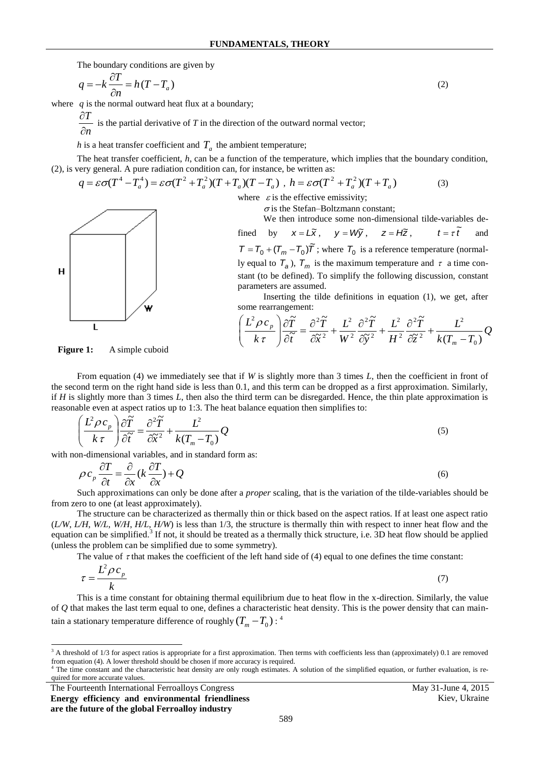The boundary conditions are given by

$$q = -k\frac{\partial T}{\partial n} = h(T - T_a) \tag{2}$$

where $q$ is the normal outward heat flux at a boundary;

$\frac{\partial T}{\partial n}$ is the partial derivative of $T$ in the direction of the outward normal vector;

$h$ is a heat transfer coefficient and $T_a$ the ambient temperature;

The heat transfer coefficient, $h$, can be a function of the temperature, which implies that the boundary condition, (2), is very general. A pure radiation condition can, for instance, be written as:

$$q = \varepsilon\sigma(T^4 - T_a^4) = \varepsilon\sigma(T^2 + T_a^2)(T + T_a)(T - T_a)\ ,\ h = \varepsilon\sigma(T^2 + T_a^2)(T + T_a) \tag{3}$$

where $\varepsilon$ is the effective emissivity;

$\sigma$ is the Stefan–Boltzmann constant;

We then introduce some non-dimensional tilde-variables defined by $x = L\tilde{x}$, $y = W\tilde{y}$, $z = H\tilde{z}$, $t = \tau\tilde{t}$ and $T = T_0 + (T_m - T_0)\tilde{T}$ ; where $T_0$ is a reference temperature (normally equal to $T_a$ ), $T_m$ is the maximum temperature and $\tau$ a time constant (to be defined). To simplify the following discussion, constant parameters are assumed.

Figure 1: A simple cuboid

Inserting the tilde definitions in equation (1), we get, after some rearrangement:

$$\left(\frac{L^2\rho c_p}{k\,\tau}\right)\frac{\partial\tilde{T}}{\partial\tilde{t}} = \frac{\partial^2\tilde{T}}{\partial\tilde{x}^2} + \frac{L^2}{W^2}\frac{\partial^2\tilde{T}}{\partial\tilde{y}^2} + \frac{L^2}{H^2}\frac{\partial^2\tilde{T}}{\partial\tilde{z}^2} + \frac{L^2}{k(T_m - T_0)}Q$$

From equation (4) we immediately see that if $W$ is slightly more than 3 times $L$, then the coefficient in front of the second term on the right hand side is less than 0.1, and this term can be dropped as a first approximation. Similarly, if $H$ is slightly more than 3 times $L$, then also the third term can be disregarded. Hence, the thin plate approximation is reasonable even at aspect ratios up to 1:3. The heat balance equation then simplifies to:

$$\left(\frac{L^2\rho c_p}{k\,\tau}\right)\frac{\partial\tilde{T}}{\partial\tilde{t}} = \frac{\partial^2\tilde{T}}{\partial\tilde{x}^2} + \frac{L^2}{k(T_m - T_0)}Q \tag{5}$$

with non-dimensional variables, and in standard form as:

$$\rho c_p\frac{\partial T}{\partial t} = \frac{\partial}{\partial x}\left(k\frac{\partial T}{\partial x}\right) + Q \tag{6}$$

Such approximations can only be done after a *proper* scaling, that is the variation of the tilde-variables should be from zero to one (at least approximately).

The structure can be characterized as thermally thin or thick based on the aspect ratios. If at least one aspect ratio (*L/W*, *L/H*, *W/L*, *W/H*, *H/L*, *H/W*) is less than 1/3, the structure is thermally thin with respect to inner heat flow and the equation can be simplified.[3] If not, it should be treated as a thermally thick structure, i.e. 3D heat flow should be applied (unless the problem can be simplified due to some symmetry).

The value of $\tau$ that makes the coefficient of the left hand side of (4) equal to one defines the time constant:

$$\tau = \frac{L^2\rho c_p}{k} \tag{7}$$

This is a time constant for obtaining thermal equilibrium due to heat flow in the x-direction. Similarly, the value of $Q$ that makes the last term equal to one, defines a characteristic heat density. This is the power density that can maintain a stationary temperature difference of roughly $(T_m - T_0)$ :[4]

---

[3] A threshold of 1/3 for aspect ratios is appropriate for a first approximation. Then terms with coefficients less than (approximately) 0.1 are removed from equation (4). A lower threshold should be chosen if more accuracy is required.

[4] The time constant and the characteristic heat density are only rough estimates. A solution of the simplified equation, or further evaluation, is required for more accurate values.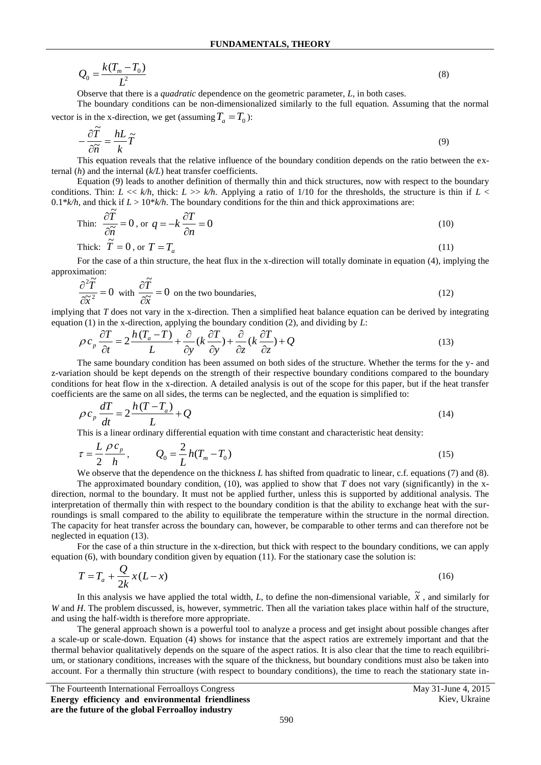$$Q_0 = \frac{k(T_m - T_0)}{L^2} \tag{8}$$

Observe that there is a *quadratic* dependence on the geometric parameter, $L$, in both cases.

The boundary conditions can be non-dimensionalized similarly to the full equation. Assuming that the normal vector is in the x-direction, we get (assuming $T_a = T_0$):

$$-\frac{\partial \tilde{T}}{\partial \tilde{n}} = \frac{hL}{k}\tilde{T} \tag{9}$$

This equation reveals that the relative influence of the boundary condition depends on the ratio between the external ($h$) and the internal ($k/L$) heat transfer coefficients.

Equation (9) leads to another definition of thermally thin and thick structures, now with respect to the boundary conditions. Thin: $L << k/h$, thick: $L >> k/h$. Applying a ratio of 1/10 for the thresholds, the structure is thin if $L < 0.1*k/h$, and thick if $L > 10*k/h$. The boundary conditions for the thin and thick approximations are:

$$\text{Thin: } \frac{\partial \tilde{T}}{\partial \tilde{n}} = 0 \text{, or } q = -k\frac{\partial T}{\partial n} = 0 \tag{10}$$

$$\text{Thick: } \tilde{T} = 0 \text{, or } T = T_a \tag{11}$$

For the case of a thin structure, the heat flux in the x-direction will totally dominate in equation (4), implying the approximation:

$$\frac{\partial^2 \tilde{T}}{\partial \tilde{x}^2} = 0 \text{ with } \frac{\partial \tilde{T}}{\partial \tilde{x}} = 0 \text{ on the two boundaries,} \tag{12}$$

implying that $T$ does not vary in the x-direction. Then a simplified heat balance equation can be derived by integrating equation (1) in the x-direction, applying the boundary condition (2), and dividing by $L$:

$$\rho c_p \frac{\partial T}{\partial t} = 2\frac{h(T_a - T)}{L} + \frac{\partial}{\partial y}(k\frac{\partial T}{\partial y}) + \frac{\partial}{\partial z}(k\frac{\partial T}{\partial z}) + Q \tag{13}$$

The same boundary condition has been assumed on both sides of the structure. Whether the terms for the y- and z-variation should be kept depends on the strength of their respective boundary conditions compared to the boundary conditions for heat flow in the x-direction. A detailed analysis is out of the scope for this paper, but if the heat transfer coefficients are the same on all sides, the terms can be neglected, and the equation is simplified to:

$$\rho c_p \frac{dT}{dt} = 2\frac{h(T - T_a)}{L} + Q \tag{14}$$

This is a linear ordinary differential equation with time constant and characteristic heat density:

$$\tau = \frac{L}{2}\frac{\rho c_p}{h}, \qquad Q_0 = \frac{2}{L}h(T_m - T_0) \tag{15}$$

We observe that the dependence on the thickness $L$ has shifted from quadratic to linear, c.f. equations (7) and (8).

The approximated boundary condition, (10), was applied to show that $T$ does not vary (significantly) in the x-direction, normal to the boundary. It must not be applied further, unless this is supported by additional analysis. The interpretation of thermally thin with respect to the boundary condition is that the ability to exchange heat with the surroundings is small compared to the ability to equilibrate the temperature within the structure in the normal direction. The capacity for heat transfer across the boundary can, however, be comparable to other terms and can therefore not be neglected in equation (13).

For the case of a thin structure in the x-direction, but thick with respect to the boundary conditions, we can apply equation (6), with boundary condition given by equation (11). For the stationary case the solution is:

$$T = T_a + \frac{Q}{2k}x(L - x) \tag{16}$$

In this analysis we have applied the total width, $L$, to define the non-dimensional variable, $\tilde{x}$, and similarly for $W$ and $H$. The problem discussed, is, however, symmetric. Then all the variation takes place within half of the structure, and using the half-width is therefore more appropriate.

The general approach shown is a powerful tool to analyze a process and get insight about possible changes after a scale-up or scale-down. Equation (4) shows for instance that the aspect ratios are extremely important and that the thermal behavior qualitatively depends on the square of the aspect ratios. It is also clear that the time to reach equilibrium, or stationary conditions, increases with the square of the thickness, but boundary conditions must also be taken into account. For a thermally thin structure (with respect to boundary conditions), the time to reach the stationary state in-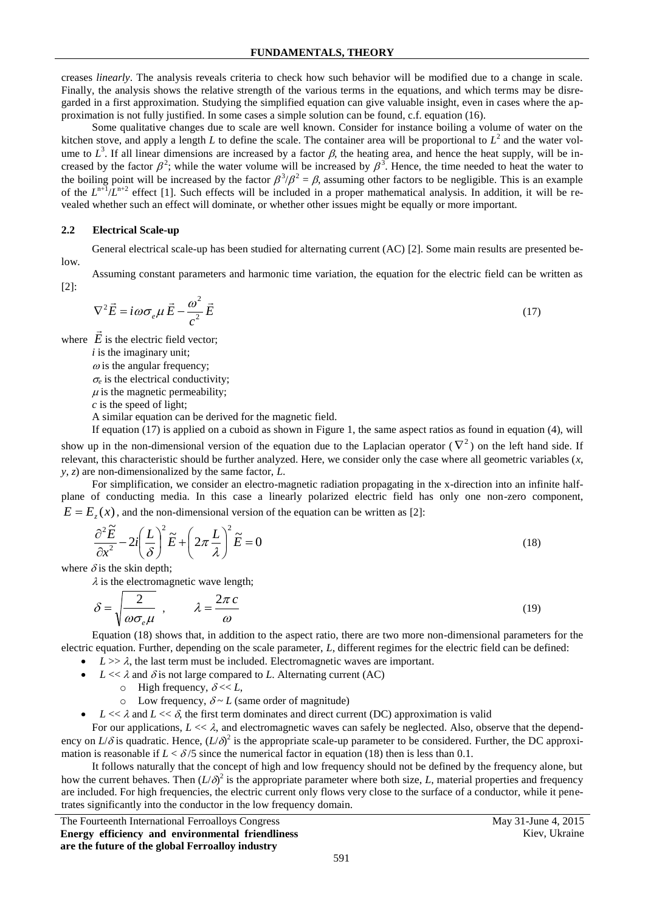creases *linearly*. The analysis reveals criteria to check how such behavior will be modified due to a change in scale. Finally, the analysis shows the relative strength of the various terms in the equations, and which terms may be disregarded in a first approximation. Studying the simplified equation can give valuable insight, even in cases where the approximation is not fully justified. In some cases a simple solution can be found, c.f. equation (16).

Some qualitative changes due to scale are well known. Consider for instance boiling a volume of water on the kitchen stove, and apply a length $L$ to define the scale. The container area will be proportional to $L^2$ and the water volume to $L^3$. If all linear dimensions are increased by a factor $\beta$, the heating area, and hence the heat supply, will be increased by the factor $\beta^2$; while the water volume will be increased by $\beta^3$. Hence, the time needed to heat the water to the boiling point will be increased by the factor $\beta^3/\beta^2 = \beta$, assuming other factors to be negligible. This is an example of the $L^{n+1}/L^{n+2}$ effect [1]. Such effects will be included in a proper mathematical analysis. In addition, it will be revealed whether such an effect will dominate, or whether other issues might be equally or more important.

### 2.2 Electrical Scale-up

General electrical scale-up has been studied for alternating current (AC) [2]. Some main results are presented below.

Assuming constant parameters and harmonic time variation, the equation for the electric field can be written as [2]:

$$\nabla^2 \vec{E} = i\omega\sigma_e \mu \vec{E} - \frac{\omega^2}{c^2}\vec{E} \tag{17}$$

where $\vec{E}$ is the electric field vector;
$i$ is the imaginary unit;
$\omega$ is the angular frequency;
$\sigma_e$ is the electrical conductivity;
$\mu$ is the magnetic permeability;
$c$ is the speed of light;

A similar equation can be derived for the magnetic field.

If equation (17) is applied on a cuboid as shown in Figure 1, the same aspect ratios as found in equation (4), will show up in the non-dimensional version of the equation due to the Laplacian operator ($\nabla^2$) on the left hand side. If relevant, this characteristic should be further analyzed. Here, we consider only the case where all geometric variables ($x$, $y$, $z$) are non-dimensionalized by the same factor, $L$.

For simplification, we consider an electro-magnetic radiation propagating in the x-direction into an infinite half-plane of conducting media. In this case a linearly polarized electric field has only one non-zero component, $E = E_z(x)$, and the non-dimensional version of the equation can be written as [2]:

$$\frac{\partial^2 \tilde{E}}{\partial x^2} - 2i\left(\frac{L}{\delta}\right)^2 \tilde{E} + \left(2\pi\frac{L}{\lambda}\right)^2 \tilde{E} = 0 \tag{18}$$

where $\delta$ is the skin depth;
$\lambda$ is the electromagnetic wave length;

$$\delta = \sqrt{\frac{2}{\omega\sigma_e\mu}} \quad , \qquad \lambda = \frac{2\pi c}{\omega} \tag{19}$$

Equation (18) shows that, in addition to the aspect ratio, there are two more non-dimensional parameters for the electric equation. Further, depending on the scale parameter, $L$, different regimes for the electric field can be defined:

- $L >> \lambda$, the last term must be included. Electromagnetic waves are important.
- $L << \lambda$ and $\delta$ is not large compared to $L$. Alternating current (AC)
  - High frequency, $\delta << L$,
  - Low frequency, $\delta \sim L$ (same order of magnitude)
- $L << \lambda$ and $L << \delta$, the first term dominates and direct current (DC) approximation is valid

For our applications, $L << \lambda$, and electromagnetic waves can safely be neglected. Also, observe that the dependency on $L/\delta$ is quadratic. Hence, $(L/\delta)^2$ is the appropriate scale-up parameter to be considered. Further, the DC approximation is reasonable if $L < \delta/5$ since the numerical factor in equation (18) then is less than 0.1.

It follows naturally that the concept of high and low frequency should not be defined by the frequency alone, but how the current behaves. Then $(L/\delta)^2$ is the appropriate parameter where both size, $L$, material properties and frequency are included. For high frequencies, the electric current only flows very close to the surface of a conductor, while it penetrates significantly into the conductor in the low frequency domain.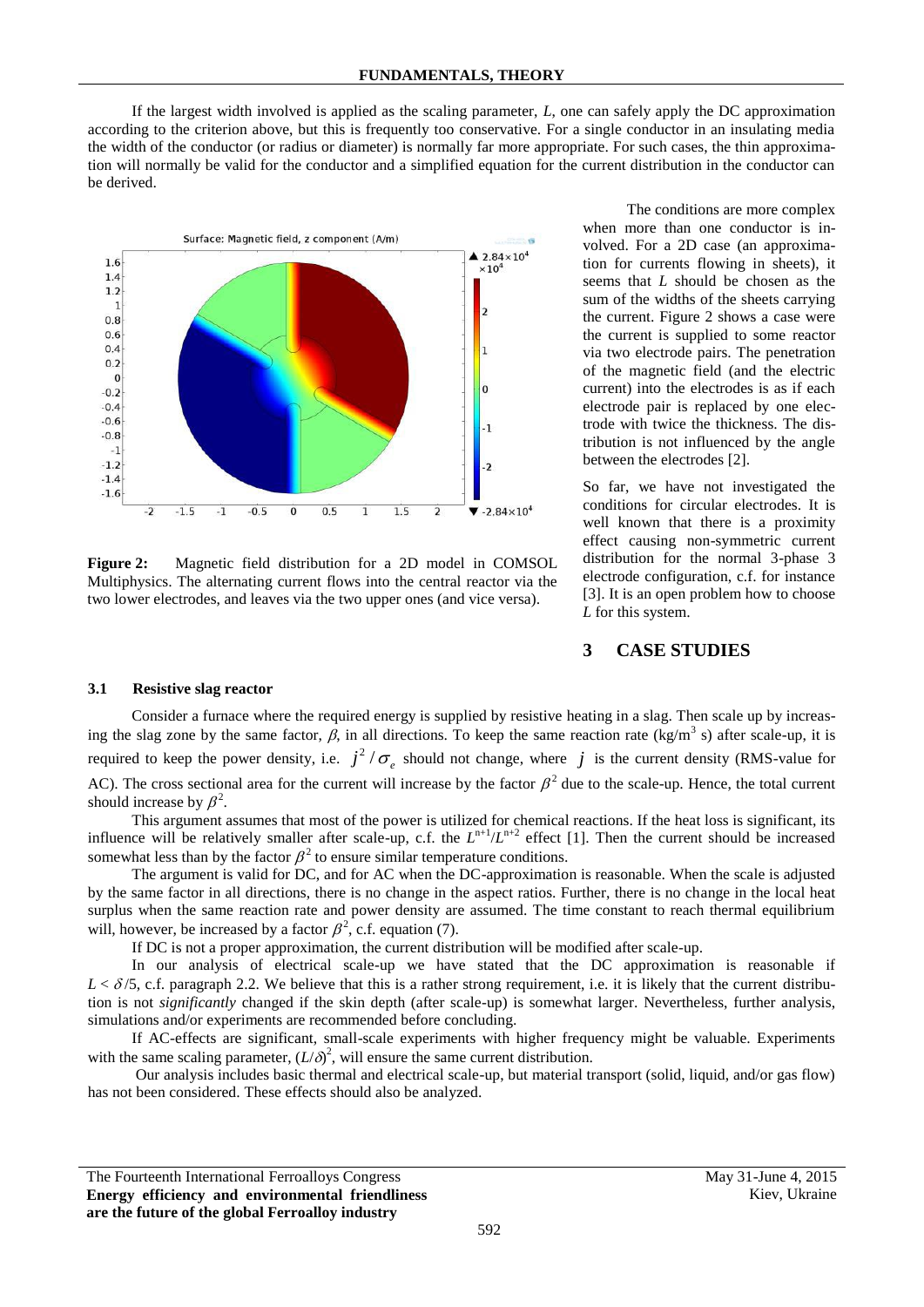If the largest width involved is applied as the scaling parameter, $L$, one can safely apply the DC approximation according to the criterion above, but this is frequently too conservative. For a single conductor in an insulating media the width of the conductor (or radius or diameter) is normally far more appropriate. For such cases, the thin approximation will normally be valid for the conductor and a simplified equation for the current distribution in the conductor can be derived.

**Figure 2:** Magnetic field distribution for a 2D model in COMSOL Multiphysics. The alternating current flows into the central reactor via the two lower electrodes, and leaves via the two upper ones (and vice versa).

The conditions are more complex when more than one conductor is involved. For a 2D case (an approximation for currents flowing in sheets), it seems that $L$ should be chosen as the sum of the widths of the sheets carrying the current. Figure 2 shows a case were the current is supplied to some reactor via two electrode pairs. The penetration of the magnetic field (and the electric current) into the electrodes is as if each electrode pair is replaced by one electrode with twice the thickness. The distribution is not influenced by the angle between the electrodes [2].

So far, we have not investigated the conditions for circular electrodes. It is well known that there is a proximity effect causing non-symmetric current distribution for the normal 3-phase 3 electrode configuration, c.f. for instance [3]. It is an open problem how to choose $L$ for this system.

## 3 CASE STUDIES

### 3.1 Resistive slag reactor

Consider a furnace where the required energy is supplied by resistive heating in a slag. Then scale up by increasing the slag zone by the same factor, $\beta$, in all directions. To keep the same reaction rate (kg/m$^3$ s) after scale-up, it is required to keep the power density, i.e. $j^2/\sigma_e$ should not change, where $j$ is the current density (RMS-value for AC). The cross sectional area for the current will increase by the factor $\beta^2$ due to the scale-up. Hence, the total current should increase by $\beta^2$.

This argument assumes that most of the power is utilized for chemical reactions. If the heat loss is significant, its influence will be relatively smaller after scale-up, c.f. the $L^{n+1}/L^{n+2}$ effect [1]. Then the current should be increased somewhat less than by the factor $\beta^2$ to ensure similar temperature conditions.

The argument is valid for DC, and for AC when the DC-approximation is reasonable. When the scale is adjusted by the same factor in all directions, there is no change in the aspect ratios. Further, there is no change in the local heat surplus when the same reaction rate and power density are assumed. The time constant to reach thermal equilibrium will, however, be increased by a factor $\beta^2$, c.f. equation (7).

If DC is not a proper approximation, the current distribution will be modified after scale-up.

In our analysis of electrical scale-up we have stated that the DC approximation is reasonable if $L < \delta/5$, c.f. paragraph 2.2. We believe that this is a rather strong requirement, i.e. it is likely that the current distribution is not *significantly* changed if the skin depth (after scale-up) is somewhat larger. Nevertheless, further analysis, simulations and/or experiments are recommended before concluding.

If AC-effects are significant, small-scale experiments with higher frequency might be valuable. Experiments with the same scaling parameter, $(L/\delta)^2$, will ensure the same current distribution.

Our analysis includes basic thermal and electrical scale-up, but material transport (solid, liquid, and/or gas flow) has not been considered. These effects should also be analyzed.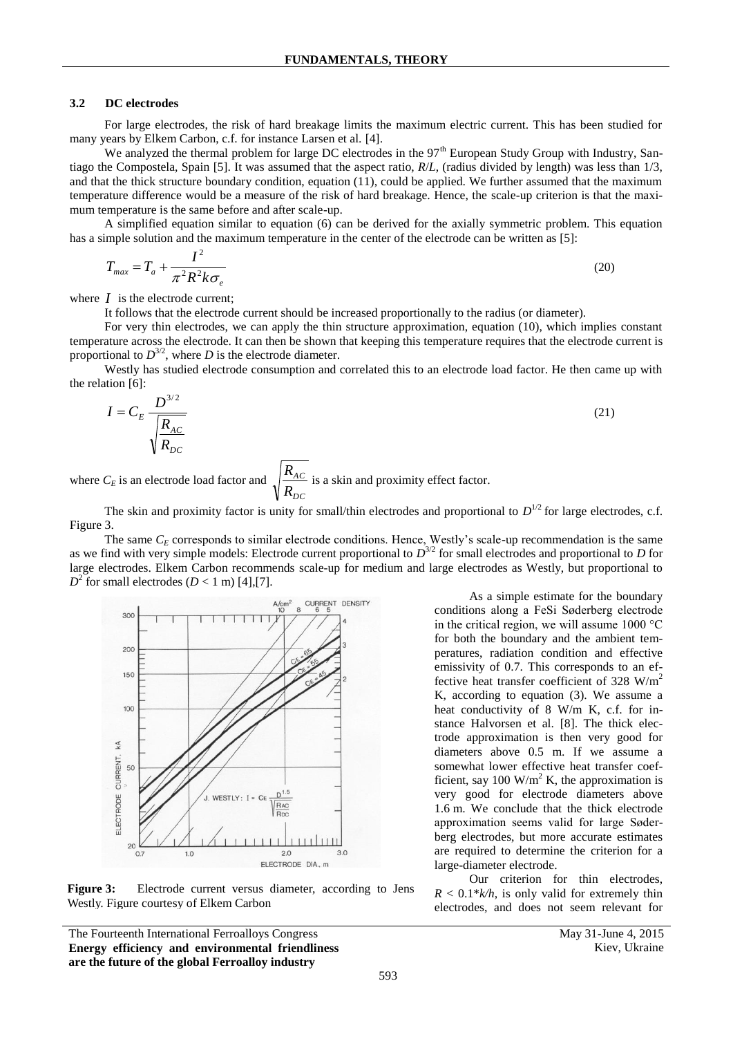### 3.2 DC electrodes

For large electrodes, the risk of hard breakage limits the maximum electric current. This has been studied for many years by Elkem Carbon, c.f. for instance Larsen et al. [4].

We analyzed the thermal problem for large DC electrodes in the 97th European Study Group with Industry, Santiago the Compostela, Spain [5]. It was assumed that the aspect ratio, $R/L$, (radius divided by length) was less than 1/3, and that the thick structure boundary condition, equation (11), could be applied. We further assumed that the maximum temperature difference would be a measure of the risk of hard breakage. Hence, the scale-up criterion is that the maximum temperature is the same before and after scale-up.

A simplified equation similar to equation (6) can be derived for the axially symmetric problem. This equation has a simple solution and the maximum temperature in the center of the electrode can be written as [5]:

$$T_{max} = T_a + \frac{I^2}{\pi^2 R^2 k \sigma_e} \tag{20}$$

where $I$ is the electrode current;

It follows that the electrode current should be increased proportionally to the radius (or diameter).

For very thin electrodes, we can apply the thin structure approximation, equation (10), which implies constant temperature across the electrode. It can then be shown that keeping this temperature requires that the electrode current is proportional to $D^{3/2}$, where $D$ is the electrode diameter.

Westly has studied electrode consumption and correlated this to an electrode load factor. He then came up with the relation [6]:

$$I = C_E \frac{D^{3/2}}{\sqrt{\frac{R_{AC}}{R_{DC}}}} \tag{21}$$

where $C_E$ is an electrode load factor and $\sqrt{\frac{R_{AC}}{R_{DC}}}$ is a skin and proximity effect factor.

The skin and proximity factor is unity for small/thin electrodes and proportional to $D^{1/2}$ for large electrodes, c.f. Figure 3.

The same $C_E$ corresponds to similar electrode conditions. Hence, Westly's scale-up recommendation is the same as we find with very simple models: Electrode current proportional to $D^{3/2}$ for small electrodes and proportional to $D$ for large electrodes. Elkem Carbon recommends scale-up for medium and large electrodes as Westly, but proportional to $D^2$ for small electrodes ($D < 1$ m) [4],[7].

**Figure 3:** Electrode current versus diameter, according to Jens Westly. Figure courtesy of Elkem Carbon

As a simple estimate for the boundary conditions along a FeSi Søderberg electrode in the critical region, we will assume 1000 °C for both the boundary and the ambient temperatures, radiation condition and effective emissivity of 0.7. This corresponds to an effective heat transfer coefficient of 328 W/m$^2$ K, according to equation (3). We assume a heat conductivity of 8 W/m K, c.f. for instance Halvorsen et al. [8]. The thick electrode approximation is then very good for diameters above 0.5 m. If we assume a somewhat lower effective heat transfer coefficient, say 100 W/m$^2$ K, the approximation is very good for electrode diameters above 1.6 m. We conclude that the thick electrode approximation seems valid for large Søderberg electrodes, but more accurate estimates are required to determine the criterion for a large-diameter electrode.

Our criterion for thin electrodes, $R < 0.1*k/h$, is only valid for extremely thin electrodes, and does not seem relevant for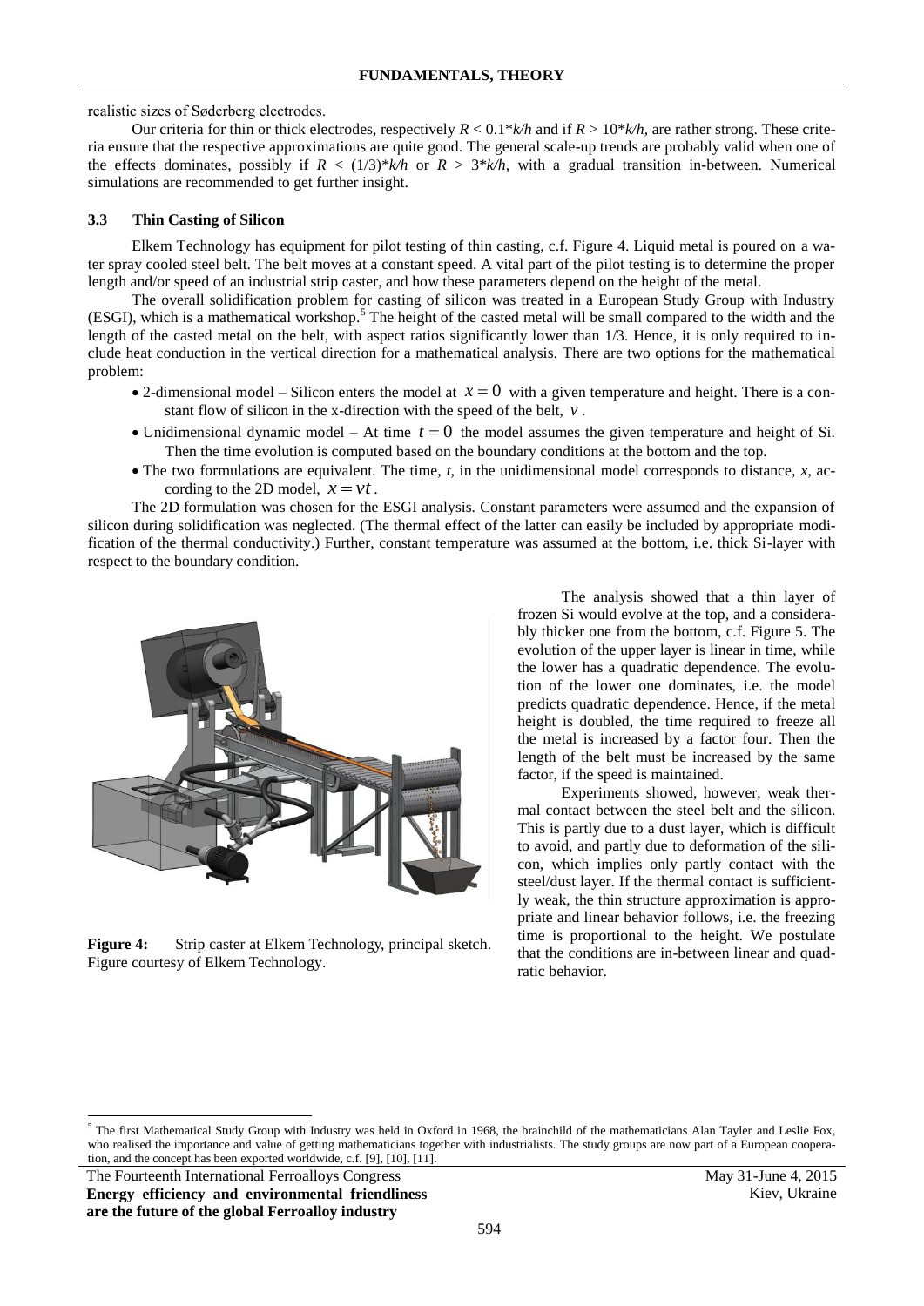realistic sizes of Søderberg electrodes.

Our criteria for thin or thick electrodes, respectively $R < 0.1*k/h$ and if $R > 10*k/h$, are rather strong. These criteria ensure that the respective approximations are quite good. The general scale-up trends are probably valid when one of the effects dominates, possibly if $R < (1/3)*k/h$ or $R > 3*k/h$, with a gradual transition in-between. Numerical simulations are recommended to get further insight.

### 3.3 Thin Casting of Silicon

Elkem Technology has equipment for pilot testing of thin casting, c.f. Figure 4. Liquid metal is poured on a water spray cooled steel belt. The belt moves at a constant speed. A vital part of the pilot testing is to determine the proper length and/or speed of an industrial strip caster, and how these parameters depend on the height of the metal.

The overall solidification problem for casting of silicon was treated in a European Study Group with Industry (ESGI), which is a mathematical workshop.[5] The height of the casted metal will be small compared to the width and the length of the casted metal on the belt, with aspect ratios significantly lower than 1/3. Hence, it is only required to include heat conduction in the vertical direction for a mathematical analysis. There are two options for the mathematical problem:

- 2-dimensional model – Silicon enters the model at $x = 0$ with a given temperature and height. There is a constant flow of silicon in the x-direction with the speed of the belt, $v$.
- Unidimensional dynamic model – At time $t = 0$ the model assumes the given temperature and height of Si. Then the time evolution is computed based on the boundary conditions at the bottom and the top.
- The two formulations are equivalent. The time, $t$, in the unidimensional model corresponds to distance, $x$, according to the 2D model, $x = vt$.

The 2D formulation was chosen for the ESGI analysis. Constant parameters were assumed and the expansion of silicon during solidification was neglected. (The thermal effect of the latter can easily be included by appropriate modification of the thermal conductivity.) Further, constant temperature was assumed at the bottom, i.e. thick Si-layer with respect to the boundary condition.

**Figure 4:** Strip caster at Elkem Technology, principal sketch. Figure courtesy of Elkem Technology.

The analysis showed that a thin layer of frozen Si would evolve at the top, and a considerably thicker one from the bottom, c.f. Figure 5. The evolution of the upper layer is linear in time, while the lower has a quadratic dependence. The evolution of the lower one dominates, i.e. the model predicts quadratic dependence. Hence, if the metal height is doubled, the time required to freeze all the metal is increased by a factor four. Then the length of the belt must be increased by the same factor, if the speed is maintained.

Experiments showed, however, weak thermal contact between the steel belt and the silicon. This is partly due to a dust layer, which is difficult to avoid, and partly due to deformation of the silicon, which implies only partly contact with the steel/dust layer. If the thermal contact is sufficiently weak, the thin structure approximation is appropriate and linear behavior follows, i.e. the freezing time is proportional to the height. We postulate that the conditions are in-between linear and quadratic behavior.

[5] The first Mathematical Study Group with Industry was held in Oxford in 1968, the brainchild of the mathematicians Alan Tayler and Leslie Fox, who realised the importance and value of getting mathematicians together with industrialists. The study groups are now part of a European cooperation, and the concept has been exported worldwide, c.f. [9], [10], [11].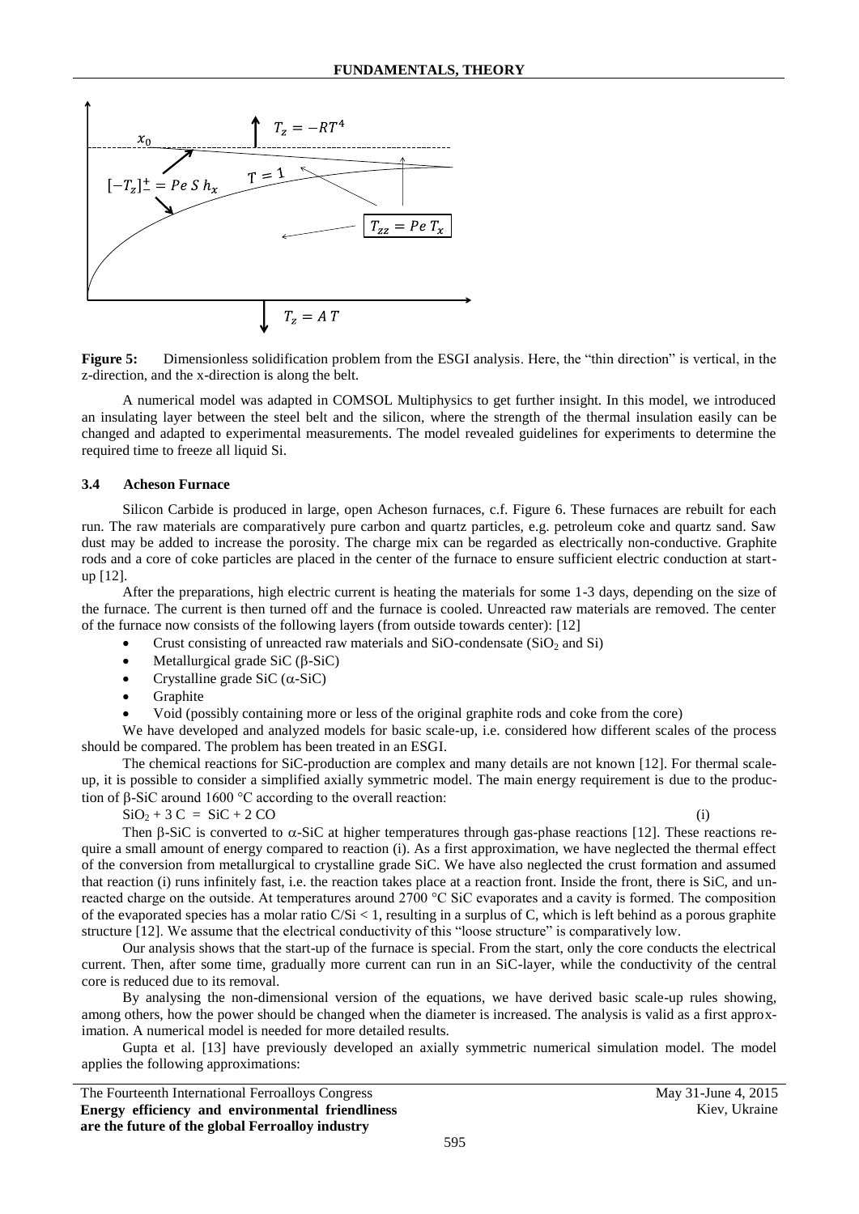**Figure 5:** Dimensionless solidification problem from the ESGI analysis. Here, the "thin direction" is vertical, in the z-direction, and the x-direction is along the belt.

A numerical model was adapted in COMSOL Multiphysics to get further insight. In this model, we introduced an insulating layer between the steel belt and the silicon, where the strength of the thermal insulation easily can be changed and adapted to experimental measurements. The model revealed guidelines for experiments to determine the required time to freeze all liquid Si.

### 3.4 Acheson Furnace

Silicon Carbide is produced in large, open Acheson furnaces, c.f. Figure 6. These furnaces are rebuilt for each run. The raw materials are comparatively pure carbon and quartz particles, e.g. petroleum coke and quartz sand. Saw dust may be added to increase the porosity. The charge mix can be regarded as electrically non-conductive. Graphite rods and a core of coke particles are placed in the center of the furnace to ensure sufficient electric conduction at start-up [12].

After the preparations, high electric current is heating the materials for some 1-3 days, depending on the size of the furnace. The current is then turned off and the furnace is cooled. Unreacted raw materials are removed. The center of the furnace now consists of the following layers (from outside towards center): [12]

- Crust consisting of unreacted raw materials and SiO-condensate ($SiO_2$ and Si)
- Metallurgical grade SiC (β-SiC)
- Crystalline grade SiC (α-SiC)
- Graphite
- Void (possibly containing more or less of the original graphite rods and coke from the core)

We have developed and analyzed models for basic scale-up, i.e. considered how different scales of the process should be compared. The problem has been treated in an ESGI.

The chemical reactions for SiC-production are complex and many details are not known [12]. For thermal scale-up, it is possible to consider a simplified axially symmetric model. The main energy requirement is due to the production of β-SiC around 1600 °C according to the overall reaction:

$$SiO_2 + 3\,C = SiC + 2\,CO \qquad \text{(i)}$$

Then β-SiC is converted to α-SiC at higher temperatures through gas-phase reactions [12]. These reactions require a small amount of energy compared to reaction (i). As a first approximation, we have neglected the thermal effect of the conversion from metallurgical to crystalline grade SiC. We have also neglected the crust formation and assumed that reaction (i) runs infinitely fast, i.e. the reaction takes place at a reaction front. Inside the front, there is SiC, and unreacted charge on the outside. At temperatures around 2700 °C SiC evaporates and a cavity is formed. The composition of the evaporated species has a molar ratio $C/Si < 1$, resulting in a surplus of C, which is left behind as a porous graphite structure [12]. We assume that the electrical conductivity of this "loose structure" is comparatively low.

Our analysis shows that the start-up of the furnace is special. From the start, only the core conducts the electrical current. Then, after some time, gradually more current can run in an SiC-layer, while the conductivity of the central core is reduced due to its removal.

By analysing the non-dimensional version of the equations, we have derived basic scale-up rules showing, among others, how the power should be changed when the diameter is increased. The analysis is valid as a first approximation. A numerical model is needed for more detailed results.

Gupta et al. [13] have previously developed an axially symmetric numerical simulation model. The model applies the following approximations: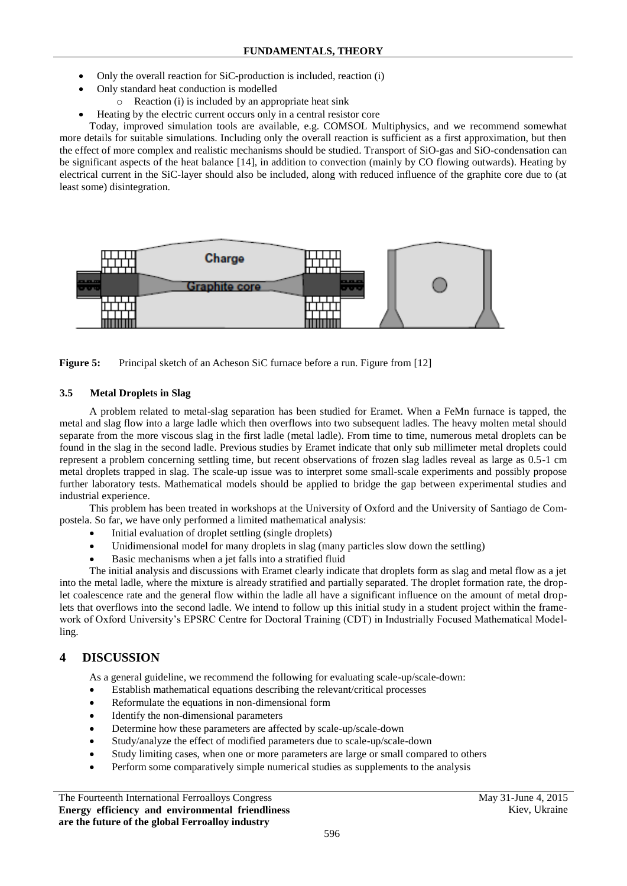- Only the overall reaction for SiC-production is included, reaction (i)
- Only standard heat conduction is modelled
  - Reaction (i) is included by an appropriate heat sink
- Heating by the electric current occurs only in a central resistor core

Today, improved simulation tools are available, e.g. COMSOL Multiphysics, and we recommend somewhat more details for suitable simulations. Including only the overall reaction is sufficient as a first approximation, but then the effect of more complex and realistic mechanisms should be studied. Transport of SiO-gas and SiO-condensation can be significant aspects of the heat balance [14], in addition to convection (mainly by CO flowing outwards). Heating by electrical current in the SiC-layer should also be included, along with reduced influence of the graphite core due to (at least some) disintegration.

**Figure 5:** Principal sketch of an Acheson SiC furnace before a run. Figure from [12]

### 3.5 Metal Droplets in Slag

A problem related to metal-slag separation has been studied for Eramet. When a FeMn furnace is tapped, the metal and slag flow into a large ladle which then overflows into two subsequent ladles. The heavy molten metal should separate from the more viscous slag in the first ladle (metal ladle). From time to time, numerous metal droplets can be found in the slag in the second ladle. Previous studies by Eramet indicate that only sub millimeter metal droplets could represent a problem concerning settling time, but recent observations of frozen slag ladles reveal as large as 0.5-1 cm metal droplets trapped in slag. The scale-up issue was to interpret some small-scale experiments and possibly propose further laboratory tests. Mathematical models should be applied to bridge the gap between experimental studies and industrial experience.

This problem has been treated in workshops at the University of Oxford and the University of Santiago de Compostela. So far, we have only performed a limited mathematical analysis:

- Initial evaluation of droplet settling (single droplets)
- Unidimensional model for many droplets in slag (many particles slow down the settling)
- Basic mechanisms when a jet falls into a stratified fluid

The initial analysis and discussions with Eramet clearly indicate that droplets form as slag and metal flow as a jet into the metal ladle, where the mixture is already stratified and partially separated. The droplet formation rate, the droplet coalescence rate and the general flow within the ladle all have a significant influence on the amount of metal droplets that overflows into the second ladle. We intend to follow up this initial study in a student project within the framework of Oxford University's EPSRC Centre for Doctoral Training (CDT) in Industrially Focused Mathematical Modelling.

## 4 DISCUSSION

As a general guideline, we recommend the following for evaluating scale-up/scale-down:

- Establish mathematical equations describing the relevant/critical processes
- Reformulate the equations in non-dimensional form
- Identify the non-dimensional parameters
- Determine how these parameters are affected by scale-up/scale-down
- Study/analyze the effect of modified parameters due to scale-up/scale-down
- Study limiting cases, when one or more parameters are large or small compared to others
- Perform some comparatively simple numerical studies as supplements to the analysis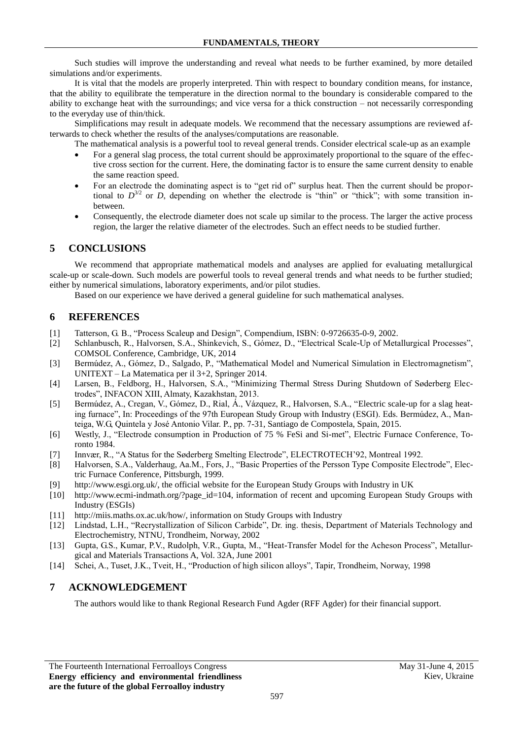Such studies will improve the understanding and reveal what needs to be further examined, by more detailed simulations and/or experiments.

It is vital that the models are properly interpreted. Thin with respect to boundary condition means, for instance, that the ability to equilibrate the temperature in the direction normal to the boundary is considerable compared to the ability to exchange heat with the surroundings; and vice versa for a thick construction – not necessarily corresponding to the everyday use of thin/thick.

Simplifications may result in adequate models. We recommend that the necessary assumptions are reviewed afterwards to check whether the results of the analyses/computations are reasonable.

The mathematical analysis is a powerful tool to reveal general trends. Consider electrical scale-up as an example

- For a general slag process, the total current should be approximately proportional to the square of the effective cross section for the current. Here, the dominating factor is to ensure the same current density to enable the same reaction speed.
- For an electrode the dominating aspect is to "get rid of" surplus heat. Then the current should be proportional to $D^{3/2}$ or $D$, depending on whether the electrode is "thin" or "thick"; with some transition inbetween.
- Consequently, the electrode diameter does not scale up similar to the process. The larger the active process region, the larger the relative diameter of the electrodes. Such an effect needs to be studied further.

## 5 CONCLUSIONS

We recommend that appropriate mathematical models and analyses are applied for evaluating metallurgical scale-up or scale-down. Such models are powerful tools to reveal general trends and what needs to be further studied; either by numerical simulations, laboratory experiments, and/or pilot studies.

Based on our experience we have derived a general guideline for such mathematical analyses.

## 6 REFERENCES

[1] Tatterson, G. B., "Process Scaleup and Design", Compendium, ISBN: 0-9726635-0-9, 2002.

[2] Schlanbusch, R., Halvorsen, S.A., Shinkevich, S., Gómez, D., "Electrical Scale-Up of Metallurgical Processes", COMSOL Conference, Cambridge, UK, 2014

[3] Bermúdez, A., Gómez, D., Salgado, P., "Mathematical Model and Numerical Simulation in Electromagnetism", UNITEXT – La Matematica per il 3+2, Springer 2014.

[4] Larsen, B., Feldborg, H., Halvorsen, S.A., "Minimizing Thermal Stress During Shutdown of Søderberg Electrodes", INFACON XIII, Almaty, Kazakhstan, 2013.

[5] Bermúdez, A., Cregan, V., Gómez, D., Rial, Á., Vázquez, R., Halvorsen, S.A., "Electric scale-up for a slag heating furnace", In: Proceedings of the 97th European Study Group with Industry (ESGI). Eds. Bermúdez, A., Manteiga, W.G, Quintela y José Antonio Vilar. P., pp. 7-31, Santiago de Compostela, Spain, 2015.

[6] Westly, J., "Electrode consumption in Production of 75 % FeSi and Si-met", Electric Furnace Conference, Toronto 1984.

[7] Innvær, R., "A Status for the Søderberg Smelting Electrode", ELECTROTECH'92, Montreal 1992.

[8] Halvorsen, S.A., Valderhaug, Aa.M., Fors, J., "Basic Properties of the Persson Type Composite Electrode", Electric Furnace Conference, Pittsburgh, 1999.

[9] http://www.esgi.org.uk/, the official website for the European Study Groups with Industry in UK

[10] http://www.ecmi-indmath.org/?page_id=104, information of recent and upcoming European Study Groups with Industry (ESGIs)

[11] http://miis.maths.ox.ac.uk/how/, information on Study Groups with Industry

[12] Lindstad, L.H., "Recrystallization of Silicon Carbide", Dr. ing. thesis, Department of Materials Technology and Electrochemistry, NTNU, Trondheim, Norway, 2002

[13] Gupta, G.S., Kumar, P.V., Rudolph, V.R., Gupta, M., "Heat-Transfer Model for the Acheson Process", Metallurgical and Materials Transactions A, Vol. 32A, June 2001

[14] Schei, A., Tuset, J.K., Tveit, H., "Production of high silicon alloys", Tapir, Trondheim, Norway, 1998

## 7 ACKNOWLEDGEMENT

The authors would like to thank Regional Research Fund Agder (RFF Agder) for their financial support.